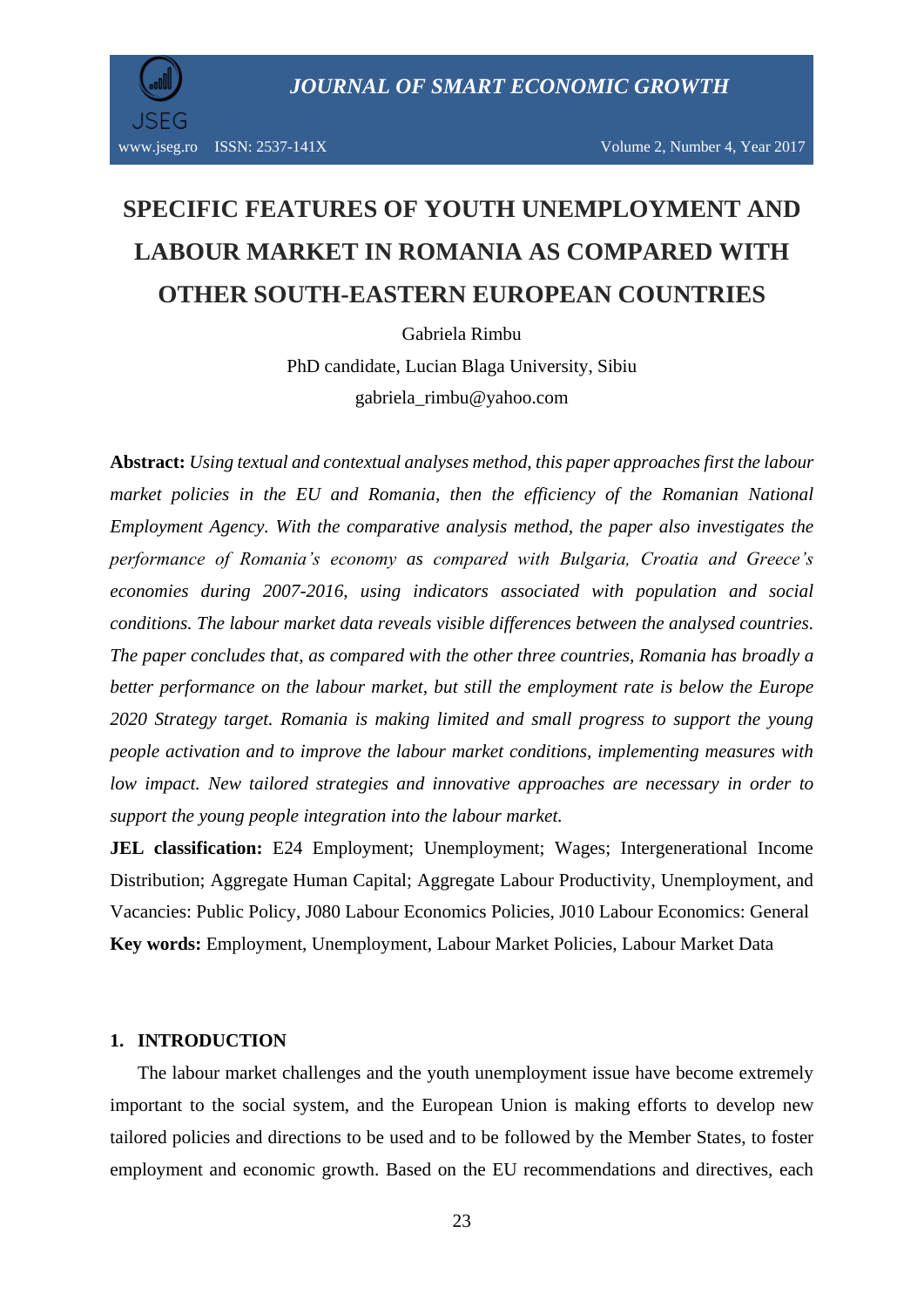# SPECIFIC FEATURES OF YOUTH UNEMPLOYMENT AND LABOUR MARKET IN ROMANIA AS COMPARED WITH OTHER SOUTH-EASTERN EUROPEAN COUNTRIES

Gabriela Rimbu

PhD candidate, Lucian Blaga University, Sibiu

gabriela_rimbu@yahoo.com

**Abstract:** *Using textual and contextual analyses method, this paper approaches first the labour market policies in the EU and Romania, then the efficiency of the Romanian National Employment Agency. With the comparative analysis method, the paper also investigates the performance of Romania's economy as compared with Bulgaria, Croatia and Greece's economies during 2007-2016, using indicators associated with population and social conditions. The labour market data reveals visible differences between the analysed countries. The paper concludes that, as compared with the other three countries, Romania has broadly a better performance on the labour market, but still the employment rate is below the Europe 2020 Strategy target. Romania is making limited and small progress to support the young people activation and to improve the labour market conditions, implementing measures with low impact. New tailored strategies and innovative approaches are necessary in order to support the young people integration into the labour market.*

**JEL classification:** E24 Employment; Unemployment; Wages; Intergenerational Income Distribution; Aggregate Human Capital; Aggregate Labour Productivity, Unemployment, and Vacancies: Public Policy, J080 Labour Economics Policies, J010 Labour Economics: General

**Key words:** Employment, Unemployment, Labour Market Policies, Labour Market Data

## 1. INTRODUCTION

The labour market challenges and the youth unemployment issue have become extremely important to the social system, and the European Union is making efforts to develop new tailored policies and directions to be used and to be followed by the Member States, to foster employment and economic growth. Based on the EU recommendations and directives, each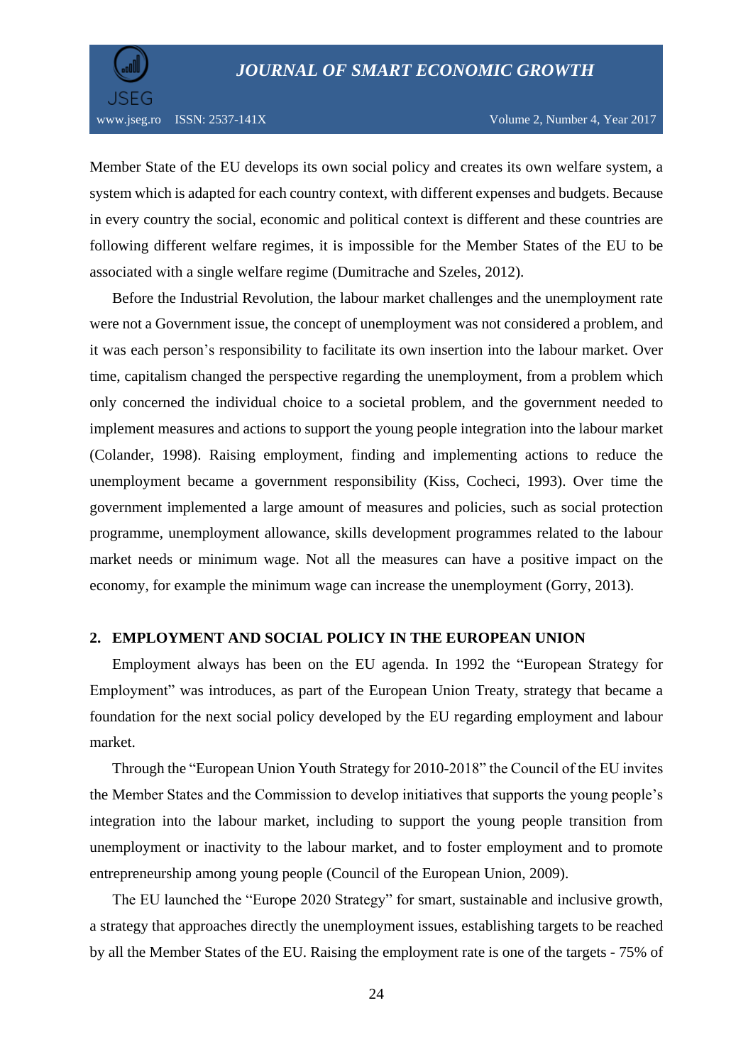Member State of the EU develops its own social policy and creates its own welfare system, a system which is adapted for each country context, with different expenses and budgets. Because in every country the social, economic and political context is different and these countries are following different welfare regimes, it is impossible for the Member States of the EU to be associated with a single welfare regime (Dumitrache and Szeles, 2012).

Before the Industrial Revolution, the labour market challenges and the unemployment rate were not a Government issue, the concept of unemployment was not considered a problem, and it was each person's responsibility to facilitate its own insertion into the labour market. Over time, capitalism changed the perspective regarding the unemployment, from a problem which only concerned the individual choice to a societal problem, and the government needed to implement measures and actions to support the young people integration into the labour market (Colander, 1998). Raising employment, finding and implementing actions to reduce the unemployment became a government responsibility (Kiss, Cocheci, 1993). Over time the government implemented a large amount of measures and policies, such as social protection programme, unemployment allowance, skills development programmes related to the labour market needs or minimum wage. Not all the measures can have a positive impact on the economy, for example the minimum wage can increase the unemployment (Gorry, 2013).

## 2. EMPLOYMENT AND SOCIAL POLICY IN THE EUROPEAN UNION

Employment always has been on the EU agenda. In 1992 the "European Strategy for Employment" was introduces, as part of the European Union Treaty, strategy that became a foundation for the next social policy developed by the EU regarding employment and labour market.

Through the "European Union Youth Strategy for 2010-2018" the Council of the EU invites the Member States and the Commission to develop initiatives that supports the young people's integration into the labour market, including to support the young people transition from unemployment or inactivity to the labour market, and to foster employment and to promote entrepreneurship among young people (Council of the European Union, 2009).

The EU launched the "Europe 2020 Strategy" for smart, sustainable and inclusive growth, a strategy that approaches directly the unemployment issues, establishing targets to be reached by all the Member States of the EU. Raising the employment rate is one of the targets - 75% of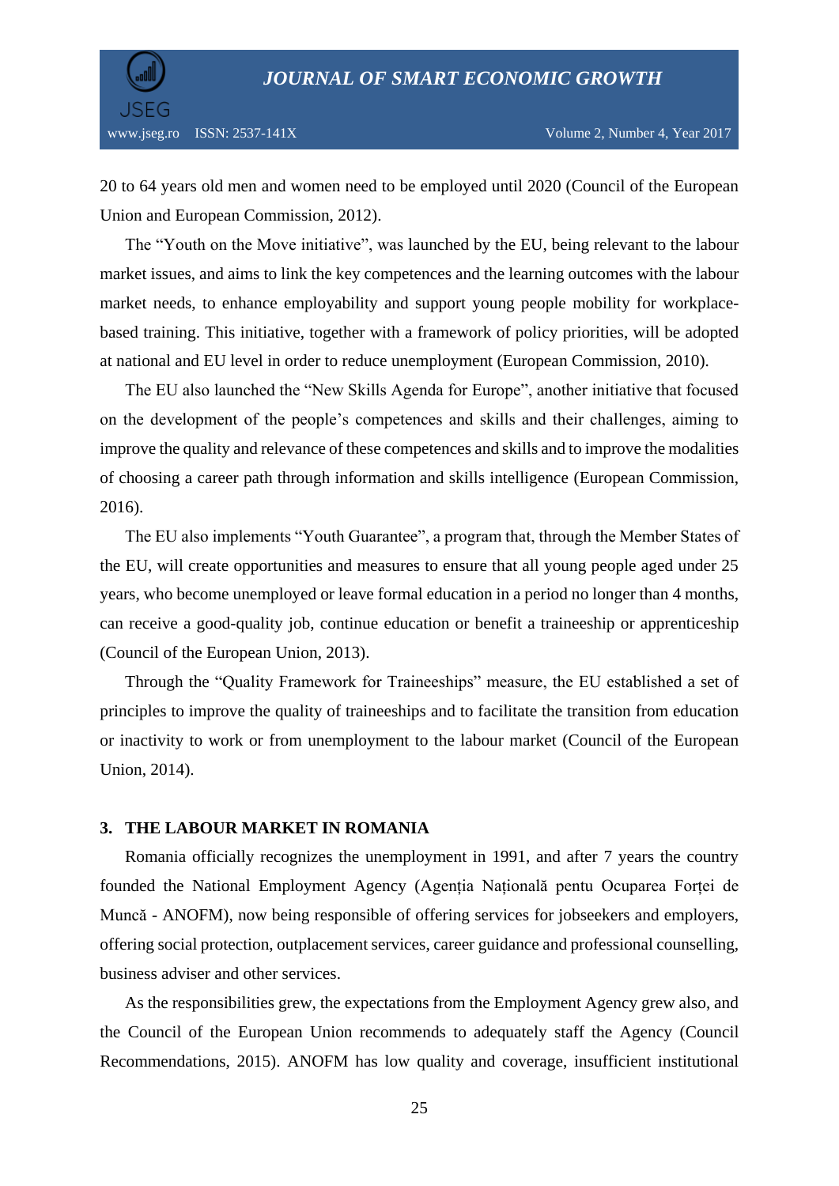20 to 64 years old men and women need to be employed until 2020 (Council of the European Union and European Commission, 2012).

The "Youth on the Move initiative", was launched by the EU, being relevant to the labour market issues, and aims to link the key competences and the learning outcomes with the labour market needs, to enhance employability and support young people mobility for workplace-based training. This initiative, together with a framework of policy priorities, will be adopted at national and EU level in order to reduce unemployment (European Commission, 2010).

The EU also launched the "New Skills Agenda for Europe", another initiative that focused on the development of the people's competences and skills and their challenges, aiming to improve the quality and relevance of these competences and skills and to improve the modalities of choosing a career path through information and skills intelligence (European Commission, 2016).

The EU also implements "Youth Guarantee", a program that, through the Member States of the EU, will create opportunities and measures to ensure that all young people aged under 25 years, who become unemployed or leave formal education in a period no longer than 4 months, can receive a good-quality job, continue education or benefit a traineeship or apprenticeship (Council of the European Union, 2013).

Through the "Quality Framework for Traineeships" measure, the EU established a set of principles to improve the quality of traineeships and to facilitate the transition from education or inactivity to work or from unemployment to the labour market (Council of the European Union, 2014).

## 3. THE LABOUR MARKET IN ROMANIA

Romania officially recognizes the unemployment in 1991, and after 7 years the country founded the National Employment Agency (Agenția Națională pentu Ocuparea Forței de Muncă - ANOFM), now being responsible of offering services for jobseekers and employers, offering social protection, outplacement services, career guidance and professional counselling, business adviser and other services.

As the responsibilities grew, the expectations from the Employment Agency grew also, and the Council of the European Union recommends to adequately staff the Agency (Council Recommendations, 2015). ANOFM has low quality and coverage, insufficient institutional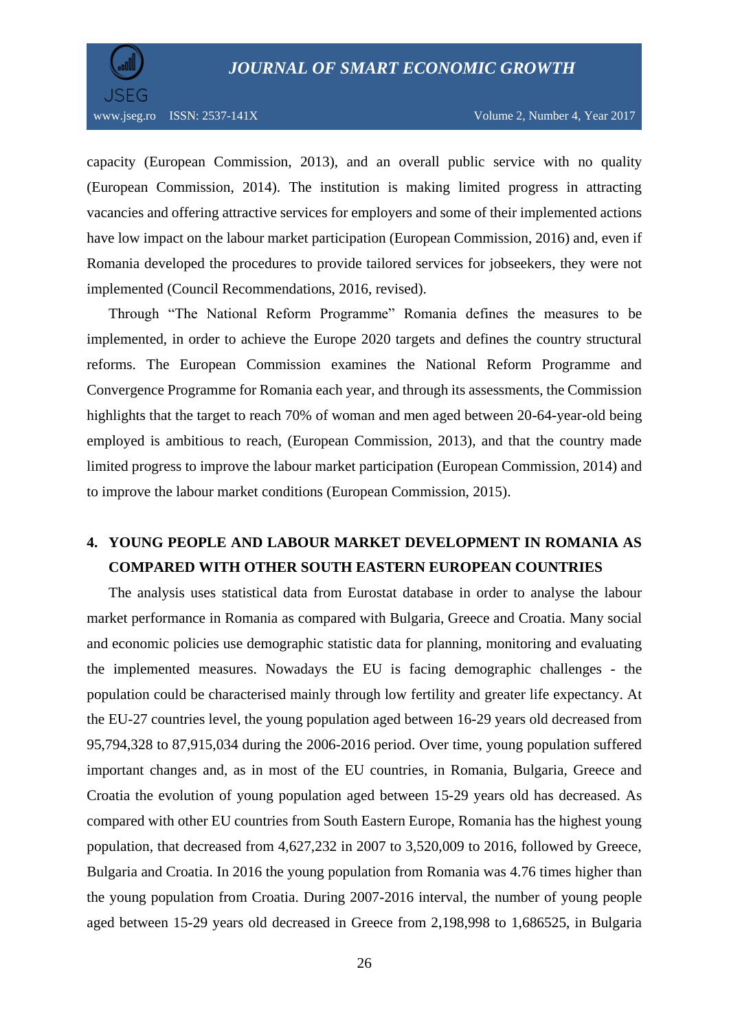capacity (European Commission, 2013), and an overall public service with no quality (European Commission, 2014). The institution is making limited progress in attracting vacancies and offering attractive services for employers and some of their implemented actions have low impact on the labour market participation (European Commission, 2016) and, even if Romania developed the procedures to provide tailored services for jobseekers, they were not implemented (Council Recommendations, 2016, revised).

Through "The National Reform Programme" Romania defines the measures to be implemented, in order to achieve the Europe 2020 targets and defines the country structural reforms. The European Commission examines the National Reform Programme and Convergence Programme for Romania each year, and through its assessments, the Commission highlights that the target to reach 70% of woman and men aged between 20-64-year-old being employed is ambitious to reach, (European Commission, 2013), and that the country made limited progress to improve the labour market participation (European Commission, 2014) and to improve the labour market conditions (European Commission, 2015).

## 4. YOUNG PEOPLE AND LABOUR MARKET DEVELOPMENT IN ROMANIA AS COMPARED WITH OTHER SOUTH EASTERN EUROPEAN COUNTRIES

The analysis uses statistical data from Eurostat database in order to analyse the labour market performance in Romania as compared with Bulgaria, Greece and Croatia. Many social and economic policies use demographic statistic data for planning, monitoring and evaluating the implemented measures. Nowadays the EU is facing demographic challenges - the population could be characterised mainly through low fertility and greater life expectancy. At the EU-27 countries level, the young population aged between 16-29 years old decreased from 95,794,328 to 87,915,034 during the 2006-2016 period. Over time, young population suffered important changes and, as in most of the EU countries, in Romania, Bulgaria, Greece and Croatia the evolution of young population aged between 15-29 years old has decreased. As compared with other EU countries from South Eastern Europe, Romania has the highest young population, that decreased from 4,627,232 in 2007 to 3,520,009 to 2016, followed by Greece, Bulgaria and Croatia. In 2016 the young population from Romania was 4.76 times higher than the young population from Croatia. During 2007-2016 interval, the number of young people aged between 15-29 years old decreased in Greece from 2,198,998 to 1,686525, in Bulgaria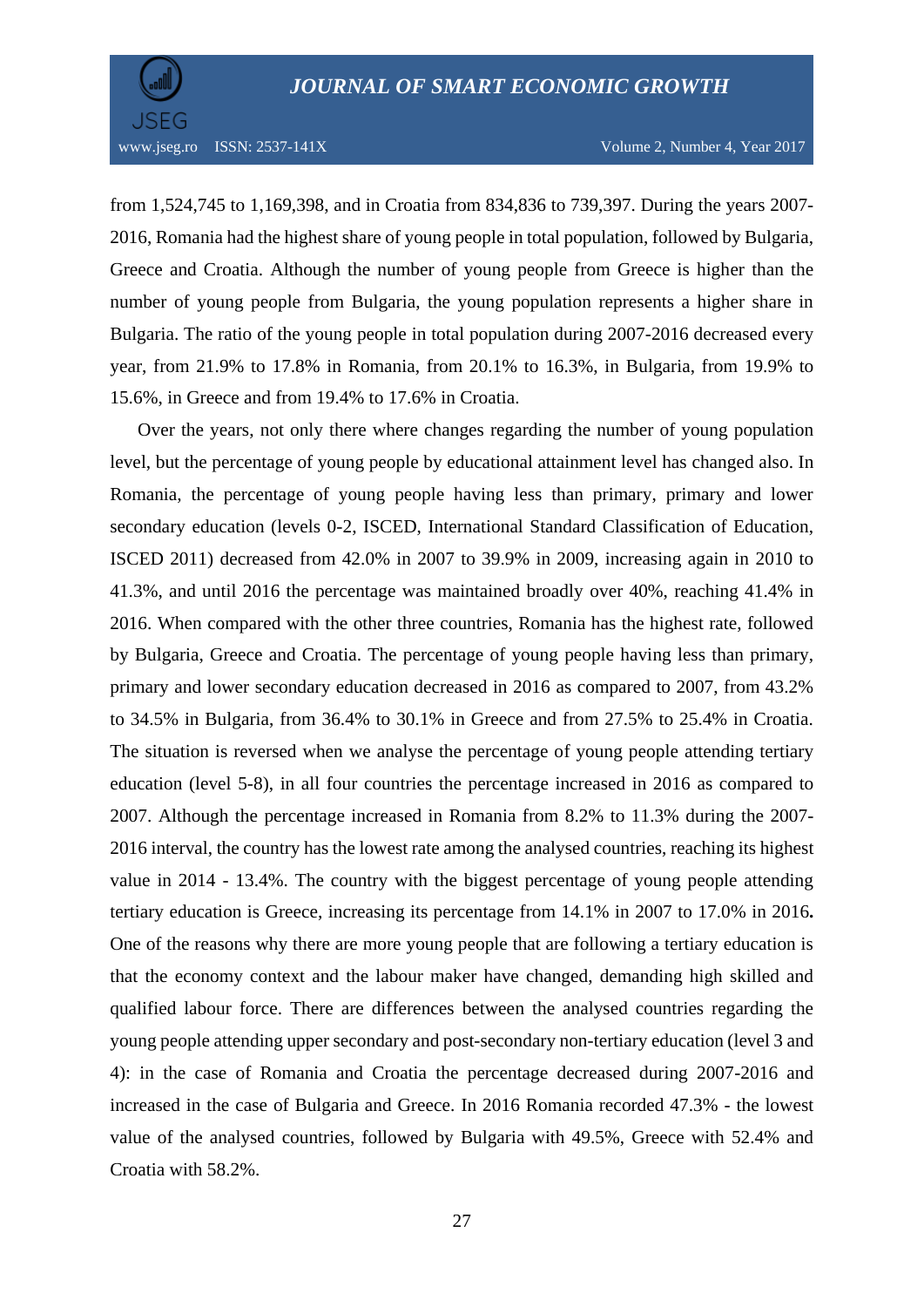from 1,524,745 to 1,169,398, and in Croatia from 834,836 to 739,397. During the years 2007-2016, Romania had the highest share of young people in total population, followed by Bulgaria, Greece and Croatia. Although the number of young people from Greece is higher than the number of young people from Bulgaria, the young population represents a higher share in Bulgaria. The ratio of the young people in total population during 2007-2016 decreased every year, from 21.9% to 17.8% in Romania, from 20.1% to 16.3%, in Bulgaria, from 19.9% to 15.6%, in Greece and from 19.4% to 17.6% in Croatia.

Over the years, not only there where changes regarding the number of young population level, but the percentage of young people by educational attainment level has changed also. In Romania, the percentage of young people having less than primary, primary and lower secondary education (levels 0-2, ISCED, International Standard Classification of Education, ISCED 2011) decreased from 42.0% in 2007 to 39.9% in 2009, increasing again in 2010 to 41.3%, and until 2016 the percentage was maintained broadly over 40%, reaching 41.4% in 2016. When compared with the other three countries, Romania has the highest rate, followed by Bulgaria, Greece and Croatia. The percentage of young people having less than primary, primary and lower secondary education decreased in 2016 as compared to 2007, from 43.2% to 34.5% in Bulgaria, from 36.4% to 30.1% in Greece and from 27.5% to 25.4% in Croatia. The situation is reversed when we analyse the percentage of young people attending tertiary education (level 5-8), in all four countries the percentage increased in 2016 as compared to 2007. Although the percentage increased in Romania from 8.2% to 11.3% during the 2007-2016 interval, the country has the lowest rate among the analysed countries, reaching its highest value in 2014 - 13.4%. The country with the biggest percentage of young people attending tertiary education is Greece, increasing its percentage from 14.1% in 2007 to 17.0% in 2016**.** One of the reasons why there are more young people that are following a tertiary education is that the economy context and the labour maker have changed, demanding high skilled and qualified labour force. There are differences between the analysed countries regarding the young people attending upper secondary and post-secondary non-tertiary education (level 3 and 4): in the case of Romania and Croatia the percentage decreased during 2007-2016 and increased in the case of Bulgaria and Greece. In 2016 Romania recorded 47.3% - the lowest value of the analysed countries, followed by Bulgaria with 49.5%, Greece with 52.4% and Croatia with 58.2%.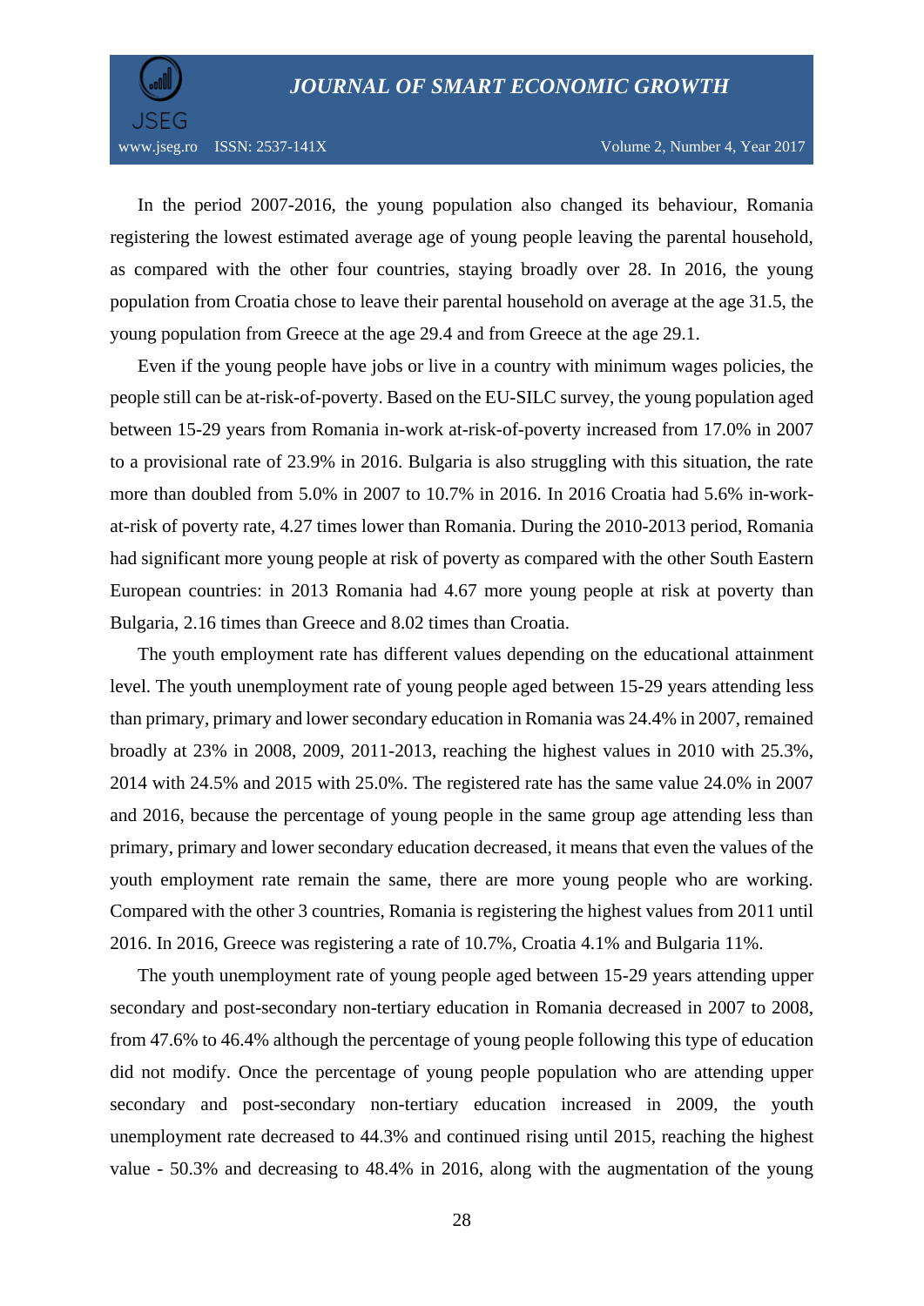In the period 2007-2016, the young population also changed its behaviour, Romania registering the lowest estimated average age of young people leaving the parental household, as compared with the other four countries, staying broadly over 28. In 2016, the young population from Croatia chose to leave their parental household on average at the age 31.5, the young population from Greece at the age 29.4 and from Greece at the age 29.1.

Even if the young people have jobs or live in a country with minimum wages policies, the people still can be at-risk-of-poverty. Based on the EU-SILC survey, the young population aged between 15-29 years from Romania in-work at-risk-of-poverty increased from 17.0% in 2007 to a provisional rate of 23.9% in 2016. Bulgaria is also struggling with this situation, the rate more than doubled from 5.0% in 2007 to 10.7% in 2016. In 2016 Croatia had 5.6% in-work-at-risk of poverty rate, 4.27 times lower than Romania. During the 2010-2013 period, Romania had significant more young people at risk of poverty as compared with the other South Eastern European countries: in 2013 Romania had 4.67 more young people at risk at poverty than Bulgaria, 2.16 times than Greece and 8.02 times than Croatia.

The youth employment rate has different values depending on the educational attainment level. The youth unemployment rate of young people aged between 15-29 years attending less than primary, primary and lower secondary education in Romania was 24.4% in 2007, remained broadly at 23% in 2008, 2009, 2011-2013, reaching the highest values in 2010 with 25.3%, 2014 with 24.5% and 2015 with 25.0%. The registered rate has the same value 24.0% in 2007 and 2016, because the percentage of young people in the same group age attending less than primary, primary and lower secondary education decreased, it means that even the values of the youth employment rate remain the same, there are more young people who are working. Compared with the other 3 countries, Romania is registering the highest values from 2011 until 2016. In 2016, Greece was registering a rate of 10.7%, Croatia 4.1% and Bulgaria 11%.

The youth unemployment rate of young people aged between 15-29 years attending upper secondary and post-secondary non-tertiary education in Romania decreased in 2007 to 2008, from 47.6% to 46.4% although the percentage of young people following this type of education did not modify. Once the percentage of young people population who are attending upper secondary and post-secondary non-tertiary education increased in 2009, the youth unemployment rate decreased to 44.3% and continued rising until 2015, reaching the highest value - 50.3% and decreasing to 48.4% in 2016, along with the augmentation of the young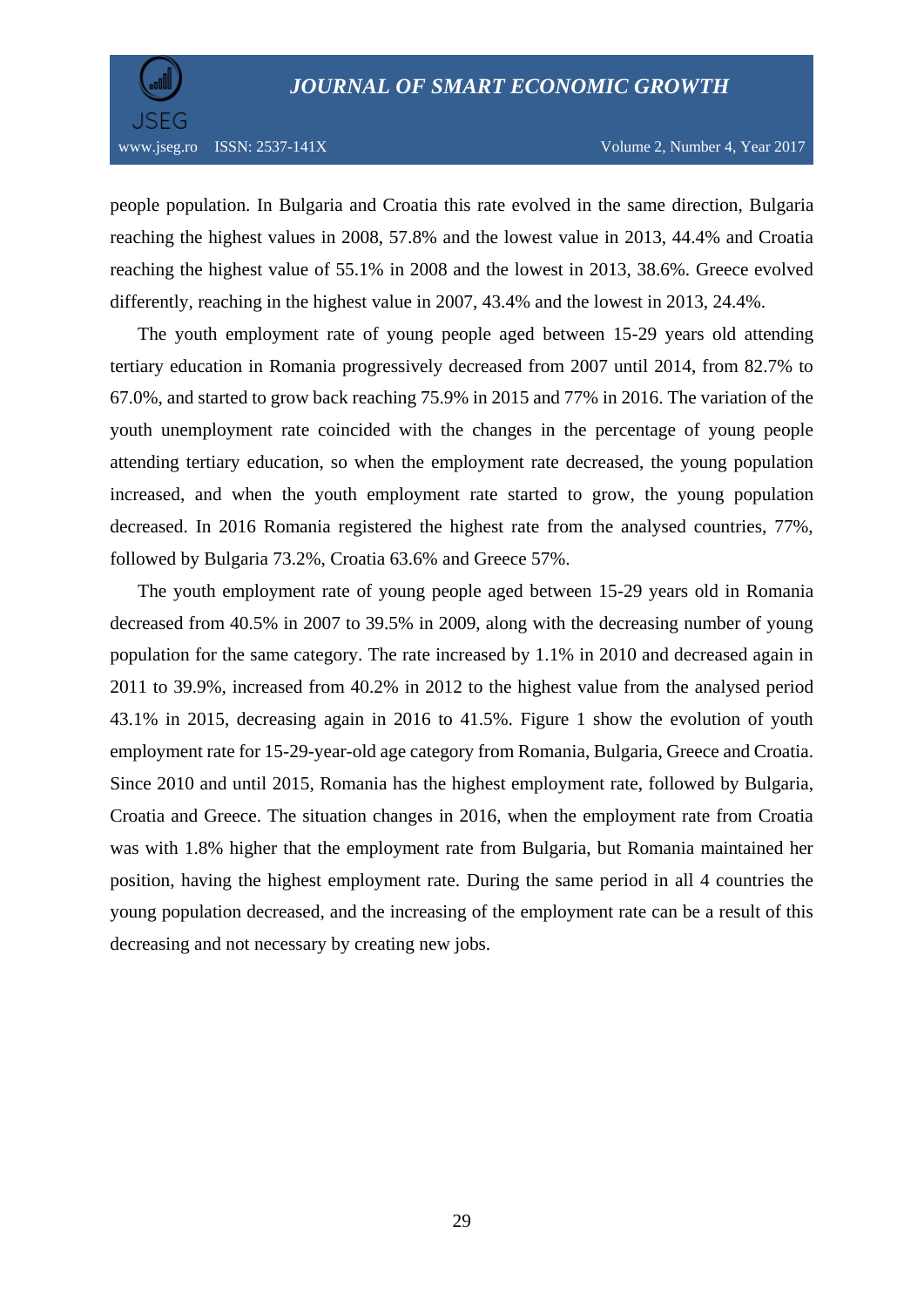people population. In Bulgaria and Croatia this rate evolved in the same direction, Bulgaria reaching the highest values in 2008, 57.8% and the lowest value in 2013, 44.4% and Croatia reaching the highest value of 55.1% in 2008 and the lowest in 2013, 38.6%. Greece evolved differently, reaching in the highest value in 2007, 43.4% and the lowest in 2013, 24.4%.

The youth employment rate of young people aged between 15-29 years old attending tertiary education in Romania progressively decreased from 2007 until 2014, from 82.7% to 67.0%, and started to grow back reaching 75.9% in 2015 and 77% in 2016. The variation of the youth unemployment rate coincided with the changes in the percentage of young people attending tertiary education, so when the employment rate decreased, the young population increased, and when the youth employment rate started to grow, the young population decreased. In 2016 Romania registered the highest rate from the analysed countries, 77%, followed by Bulgaria 73.2%, Croatia 63.6% and Greece 57%.

The youth employment rate of young people aged between 15-29 years old in Romania decreased from 40.5% in 2007 to 39.5% in 2009, along with the decreasing number of young population for the same category. The rate increased by 1.1% in 2010 and decreased again in 2011 to 39.9%, increased from 40.2% in 2012 to the highest value from the analysed period 43.1% in 2015, decreasing again in 2016 to 41.5%. Figure 1 show the evolution of youth employment rate for 15-29-year-old age category from Romania, Bulgaria, Greece and Croatia. Since 2010 and until 2015, Romania has the highest employment rate, followed by Bulgaria, Croatia and Greece. The situation changes in 2016, when the employment rate from Croatia was with 1.8% higher that the employment rate from Bulgaria, but Romania maintained her position, having the highest employment rate. During the same period in all 4 countries the young population decreased, and the increasing of the employment rate can be a result of this decreasing and not necessary by creating new jobs.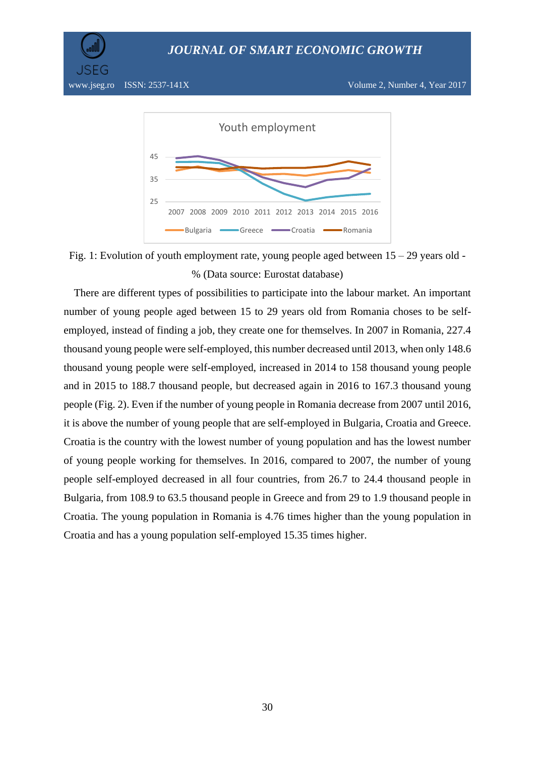Fig. 1: Evolution of youth employment rate, young people aged between 15 – 29 years old - % (Data source: Eurostat database)

There are different types of possibilities to participate into the labour market. An important number of young people aged between 15 to 29 years old from Romania choses to be self-employed, instead of finding a job, they create one for themselves. In 2007 in Romania, 227.4 thousand young people were self-employed, this number decreased until 2013, when only 148.6 thousand young people were self-employed, increased in 2014 to 158 thousand young people and in 2015 to 188.7 thousand people, but decreased again in 2016 to 167.3 thousand young people (Fig. 2). Even if the number of young people in Romania decrease from 2007 until 2016, it is above the number of young people that are self-employed in Bulgaria, Croatia and Greece. Croatia is the country with the lowest number of young population and has the lowest number of young people working for themselves. In 2016, compared to 2007, the number of young people self-employed decreased in all four countries, from 26.7 to 24.4 thousand people in Bulgaria, from 108.9 to 63.5 thousand people in Greece and from 29 to 1.9 thousand people in Croatia. The young population in Romania is 4.76 times higher than the young population in Croatia and has a young population self-employed 15.35 times higher.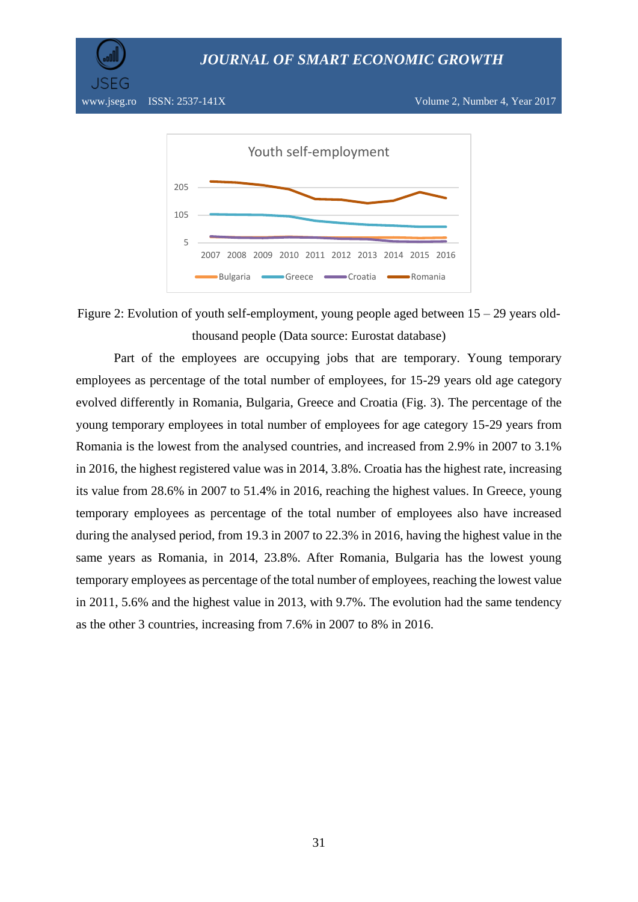Figure 2: Evolution of youth self-employment, young people aged between 15 – 29 years old- thousand people (Data source: Eurostat database)

Part of the employees are occupying jobs that are temporary. Young temporary employees as percentage of the total number of employees, for 15-29 years old age category evolved differently in Romania, Bulgaria, Greece and Croatia (Fig. 3). The percentage of the young temporary employees in total number of employees for age category 15-29 years from Romania is the lowest from the analysed countries, and increased from 2.9% in 2007 to 3.1% in 2016, the highest registered value was in 2014, 3.8%. Croatia has the highest rate, increasing its value from 28.6% in 2007 to 51.4% in 2016, reaching the highest values. In Greece, young temporary employees as percentage of the total number of employees also have increased during the analysed period, from 19.3 in 2007 to 22.3% in 2016, having the highest value in the same years as Romania, in 2014, 23.8%. After Romania, Bulgaria has the lowest young temporary employees as percentage of the total number of employees, reaching the lowest value in 2011, 5.6% and the highest value in 2013, with 9.7%. The evolution had the same tendency as the other 3 countries, increasing from 7.6% in 2007 to 8% in 2016.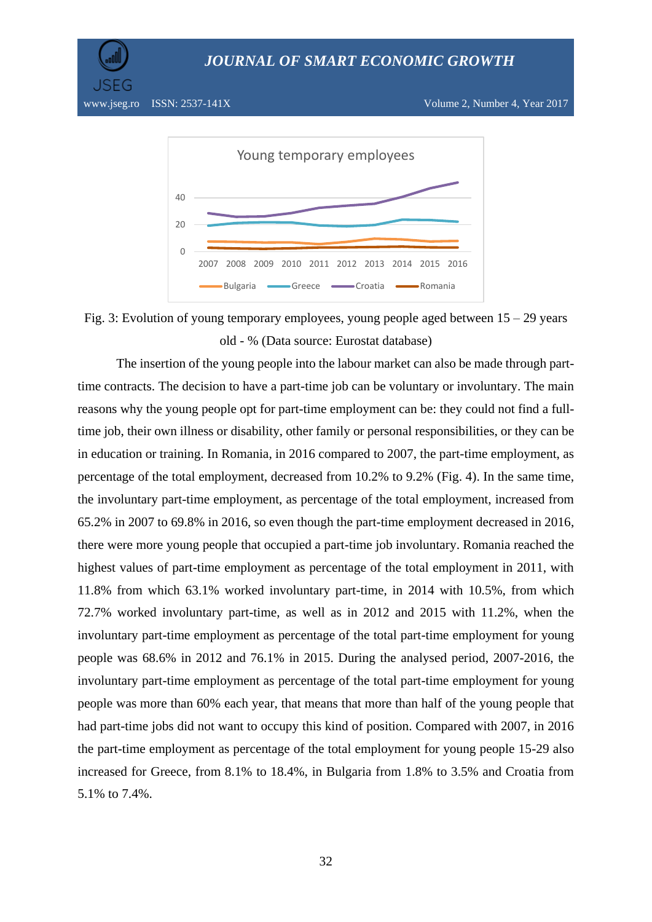Fig. 3: Evolution of young temporary employees, young people aged between 15 – 29 years old - % (Data source: Eurostat database)

The insertion of the young people into the labour market can also be made through part-time contracts. The decision to have a part-time job can be voluntary or involuntary. The main reasons why the young people opt for part-time employment can be: they could not find a full-time job, their own illness or disability, other family or personal responsibilities, or they can be in education or training. In Romania, in 2016 compared to 2007, the part-time employment, as percentage of the total employment, decreased from 10.2% to 9.2% (Fig. 4). In the same time, the involuntary part-time employment, as percentage of the total employment, increased from 65.2% in 2007 to 69.8% in 2016, so even though the part-time employment decreased in 2016, there were more young people that occupied a part-time job involuntary. Romania reached the highest values of part-time employment as percentage of the total employment in 2011, with 11.8% from which 63.1% worked involuntary part-time, in 2014 with 10.5%, from which 72.7% worked involuntary part-time, as well as in 2012 and 2015 with 11.2%, when the involuntary part-time employment as percentage of the total part-time employment for young people was 68.6% in 2012 and 76.1% in 2015. During the analysed period, 2007-2016, the involuntary part-time employment as percentage of the total part-time employment for young people was more than 60% each year, that means that more than half of the young people that had part-time jobs did not want to occupy this kind of position. Compared with 2007, in 2016 the part-time employment as percentage of the total employment for young people 15-29 also increased for Greece, from 8.1% to 18.4%, in Bulgaria from 1.8% to 3.5% and Croatia from 5.1% to 7.4%.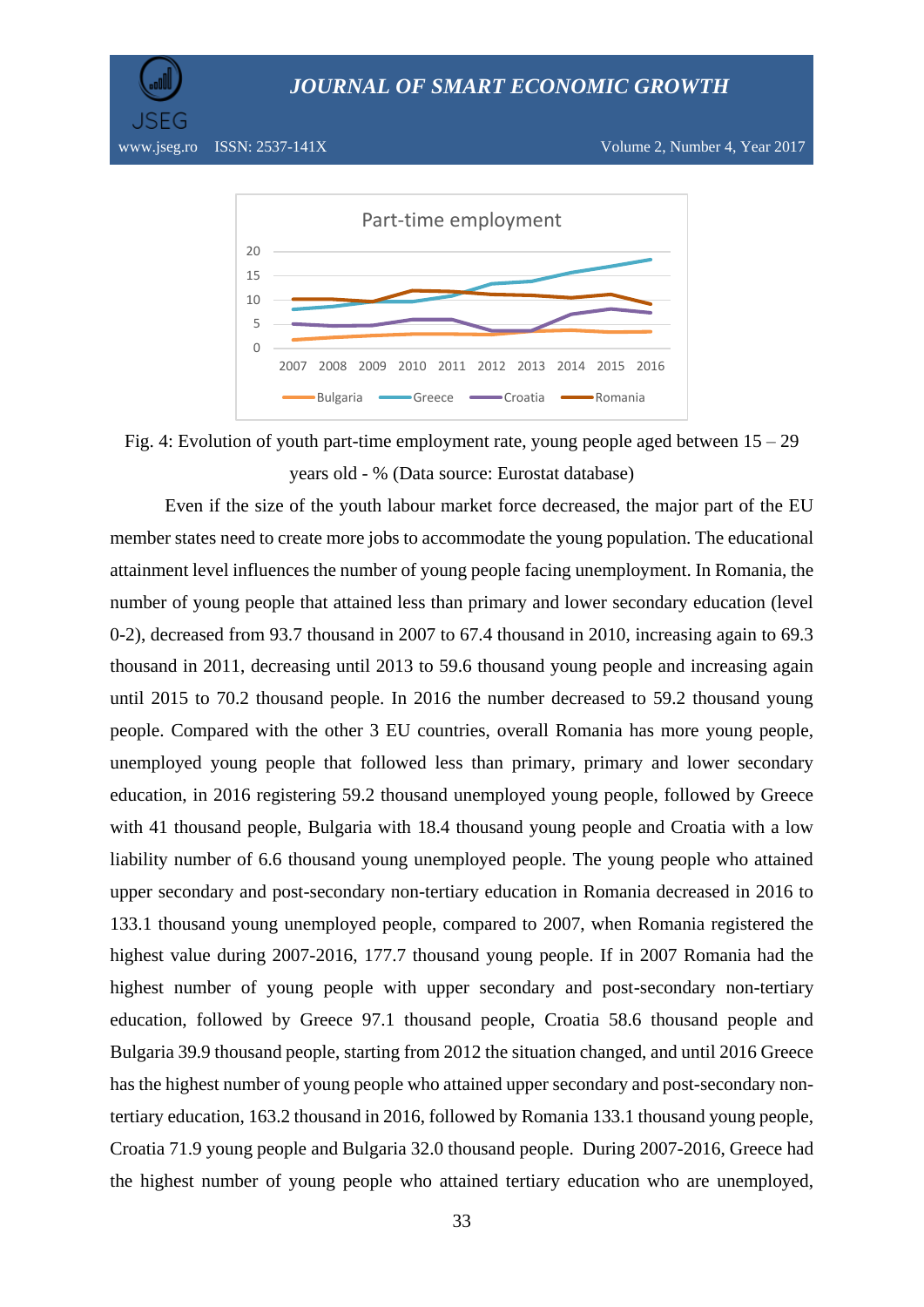Fig. 4: Evolution of youth part-time employment rate, young people aged between 15 – 29 years old - % (Data source: Eurostat database)

Even if the size of the youth labour market force decreased, the major part of the EU member states need to create more jobs to accommodate the young population. The educational attainment level influences the number of young people facing unemployment. In Romania, the number of young people that attained less than primary and lower secondary education (level 0-2), decreased from 93.7 thousand in 2007 to 67.4 thousand in 2010, increasing again to 69.3 thousand in 2011, decreasing until 2013 to 59.6 thousand young people and increasing again until 2015 to 70.2 thousand people. In 2016 the number decreased to 59.2 thousand young people. Compared with the other 3 EU countries, overall Romania has more young people, unemployed young people that followed less than primary, primary and lower secondary education, in 2016 registering 59.2 thousand unemployed young people, followed by Greece with 41 thousand people, Bulgaria with 18.4 thousand young people and Croatia with a low liability number of 6.6 thousand young unemployed people. The young people who attained upper secondary and post-secondary non-tertiary education in Romania decreased in 2016 to 133.1 thousand young unemployed people, compared to 2007, when Romania registered the highest value during 2007-2016, 177.7 thousand young people. If in 2007 Romania had the highest number of young people with upper secondary and post-secondary non-tertiary education, followed by Greece 97.1 thousand people, Croatia 58.6 thousand people and Bulgaria 39.9 thousand people, starting from 2012 the situation changed, and until 2016 Greece has the highest number of young people who attained upper secondary and post-secondary non-tertiary education, 163.2 thousand in 2016, followed by Romania 133.1 thousand young people, Croatia 71.9 young people and Bulgaria 32.0 thousand people. During 2007-2016, Greece had the highest number of young people who attained tertiary education who are unemployed,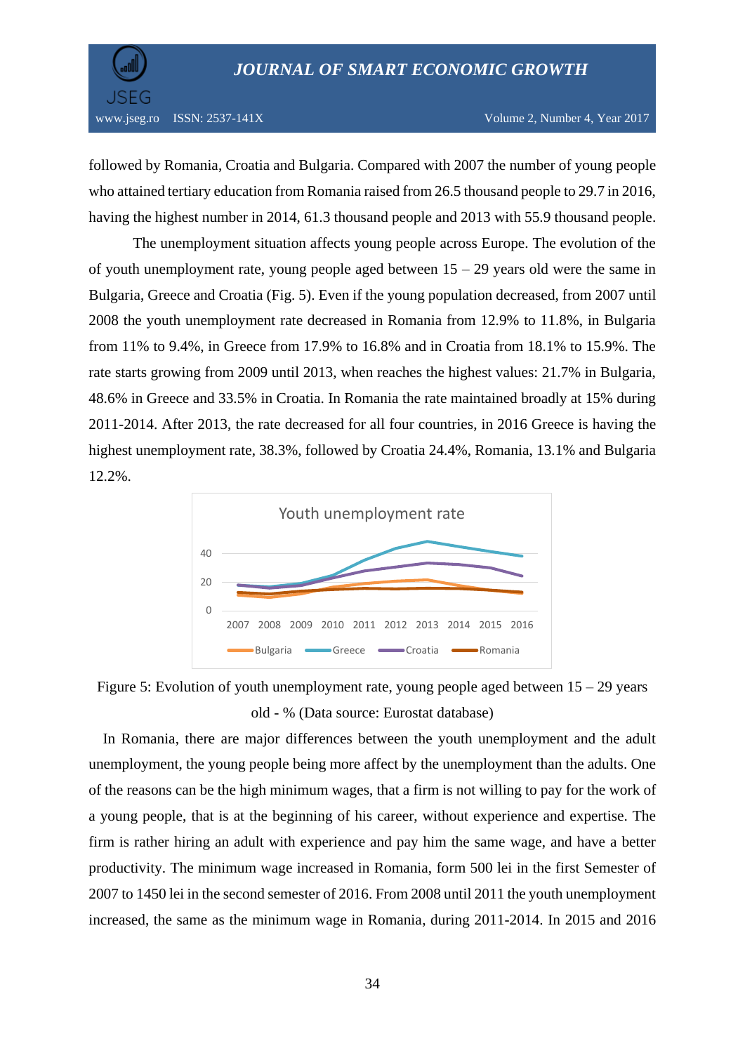followed by Romania, Croatia and Bulgaria. Compared with 2007 the number of young people who attained tertiary education from Romania raised from 26.5 thousand people to 29.7 in 2016, having the highest number in 2014, 61.3 thousand people and 2013 with 55.9 thousand people.

The unemployment situation affects young people across Europe. The evolution of the of youth unemployment rate, young people aged between 15 – 29 years old were the same in Bulgaria, Greece and Croatia (Fig. 5). Even if the young population decreased, from 2007 until 2008 the youth unemployment rate decreased in Romania from 12.9% to 11.8%, in Bulgaria from 11% to 9.4%, in Greece from 17.9% to 16.8% and in Croatia from 18.1% to 15.9%. The rate starts growing from 2009 until 2013, when reaches the highest values: 21.7% in Bulgaria, 48.6% in Greece and 33.5% in Croatia. In Romania the rate maintained broadly at 15% during 2011-2014. After 2013, the rate decreased for all four countries, in 2016 Greece is having the highest unemployment rate, 38.3%, followed by Croatia 24.4%, Romania, 13.1% and Bulgaria 12.2%.

Figure 5: Evolution of youth unemployment rate, young people aged between 15 – 29 years old - % (Data source: Eurostat database)

In Romania, there are major differences between the youth unemployment and the adult unemployment, the young people being more affect by the unemployment than the adults. One of the reasons can be the high minimum wages, that a firm is not willing to pay for the work of a young people, that is at the beginning of his career, without experience and expertise. The firm is rather hiring an adult with experience and pay him the same wage, and have a better productivity. The minimum wage increased in Romania, form 500 lei in the first Semester of 2007 to 1450 lei in the second semester of 2016. From 2008 until 2011 the youth unemployment increased, the same as the minimum wage in Romania, during 2011-2014. In 2015 and 2016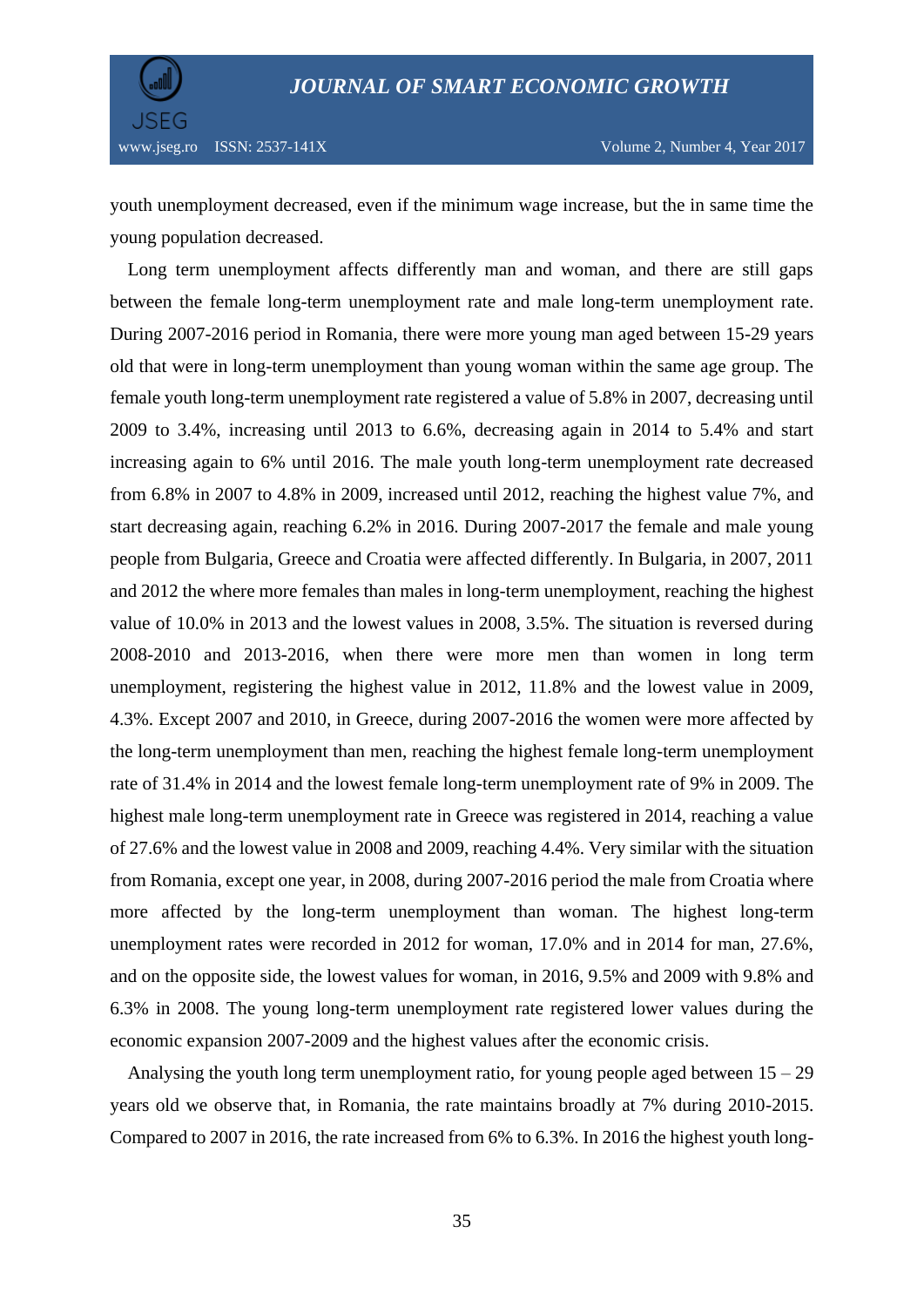youth unemployment decreased, even if the minimum wage increase, but the in same time the young population decreased.

Long term unemployment affects differently man and woman, and there are still gaps between the female long-term unemployment rate and male long-term unemployment rate. During 2007-2016 period in Romania, there were more young man aged between 15-29 years old that were in long-term unemployment than young woman within the same age group. The female youth long-term unemployment rate registered a value of 5.8% in 2007, decreasing until 2009 to 3.4%, increasing until 2013 to 6.6%, decreasing again in 2014 to 5.4% and start increasing again to 6% until 2016. The male youth long-term unemployment rate decreased from 6.8% in 2007 to 4.8% in 2009, increased until 2012, reaching the highest value 7%, and start decreasing again, reaching 6.2% in 2016. During 2007-2017 the female and male young people from Bulgaria, Greece and Croatia were affected differently. In Bulgaria, in 2007, 2011 and 2012 the where more females than males in long-term unemployment, reaching the highest value of 10.0% in 2013 and the lowest values in 2008, 3.5%. The situation is reversed during 2008-2010 and 2013-2016, when there were more men than women in long term unemployment, registering the highest value in 2012, 11.8% and the lowest value in 2009, 4.3%. Except 2007 and 2010, in Greece, during 2007-2016 the women were more affected by the long-term unemployment than men, reaching the highest female long-term unemployment rate of 31.4% in 2014 and the lowest female long-term unemployment rate of 9% in 2009. The highest male long-term unemployment rate in Greece was registered in 2014, reaching a value of 27.6% and the lowest value in 2008 and 2009, reaching 4.4%. Very similar with the situation from Romania, except one year, in 2008, during 2007-2016 period the male from Croatia where more affected by the long-term unemployment than woman. The highest long-term unemployment rates were recorded in 2012 for woman, 17.0% and in 2014 for man, 27.6%, and on the opposite side, the lowest values for woman, in 2016, 9.5% and 2009 with 9.8% and 6.3% in 2008. The young long-term unemployment rate registered lower values during the economic expansion 2007-2009 and the highest values after the economic crisis.

Analysing the youth long term unemployment ratio, for young people aged between 15 – 29 years old we observe that, in Romania, the rate maintains broadly at 7% during 2010-2015. Compared to 2007 in 2016, the rate increased from 6% to 6.3%. In 2016 the highest youth long-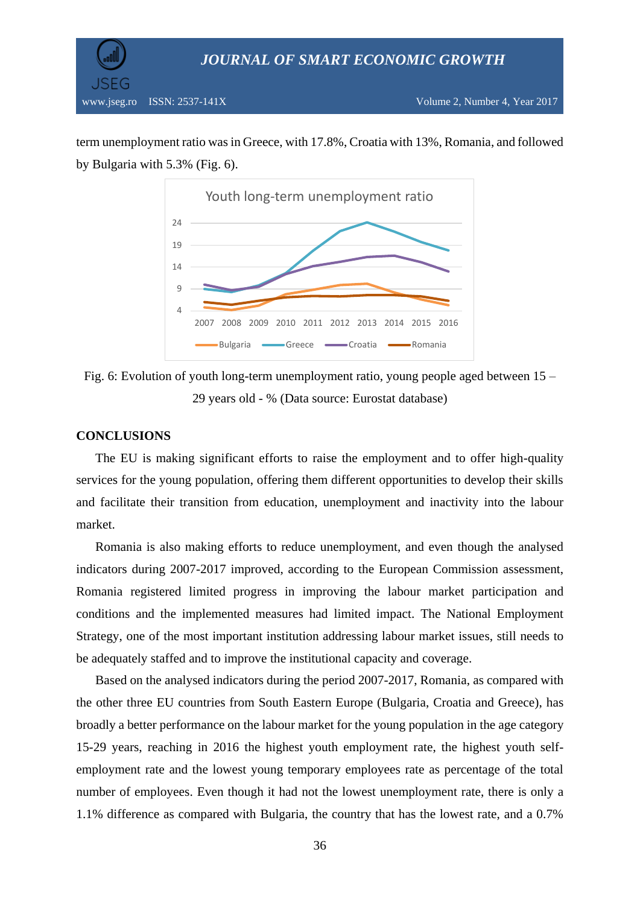term unemployment ratio was in Greece, with 17.8%, Croatia with 13%, Romania, and followed by Bulgaria with 5.3% (Fig. 6).

Fig. 6: Evolution of youth long-term unemployment ratio, young people aged between 15 – 29 years old - % (Data source: Eurostat database)

**CONCLUSIONS**

The EU is making significant efforts to raise the employment and to offer high-quality services for the young population, offering them different opportunities to develop their skills and facilitate their transition from education, unemployment and inactivity into the labour market.

Romania is also making efforts to reduce unemployment, and even though the analysed indicators during 2007-2017 improved, according to the European Commission assessment, Romania registered limited progress in improving the labour market participation and conditions and the implemented measures had limited impact. The National Employment Strategy, one of the most important institution addressing labour market issues, still needs to be adequately staffed and to improve the institutional capacity and coverage.

Based on the analysed indicators during the period 2007-2017, Romania, as compared with the other three EU countries from South Eastern Europe (Bulgaria, Croatia and Greece), has broadly a better performance on the labour market for the young population in the age category 15-29 years, reaching in 2016 the highest youth employment rate, the highest youth self-employment rate and the lowest young temporary employees rate as percentage of the total number of employees. Even though it had not the lowest unemployment rate, there is only a 1.1% difference as compared with Bulgaria, the country that has the lowest rate, and a 0.7%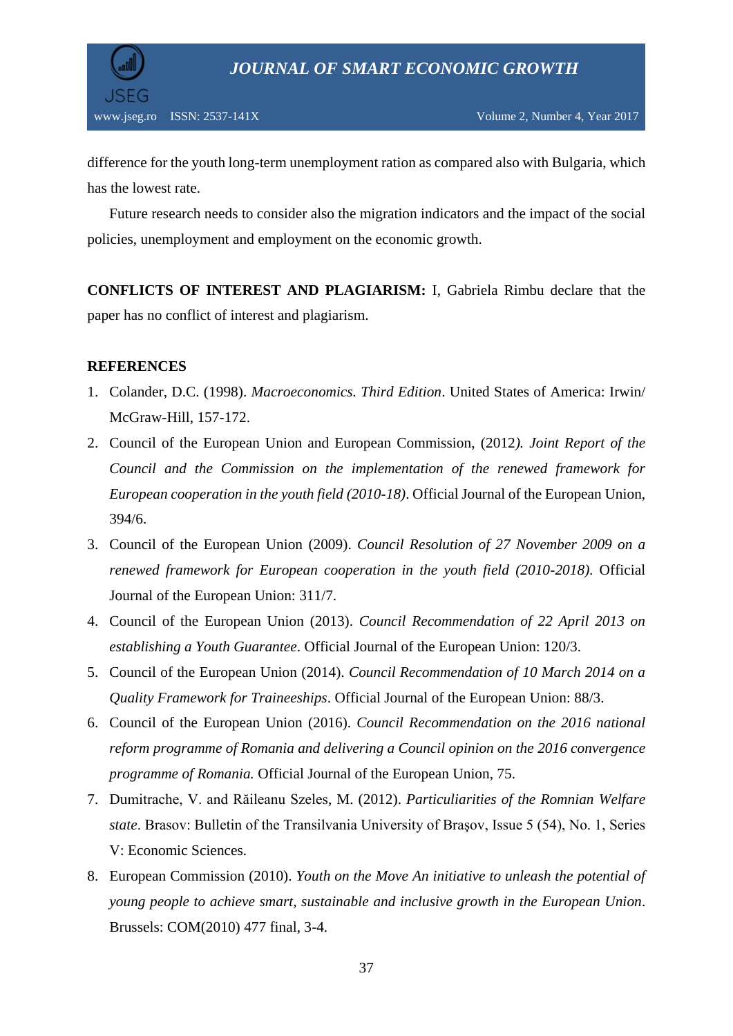difference for the youth long-term unemployment ration as compared also with Bulgaria, which has the lowest rate.

Future research needs to consider also the migration indicators and the impact of the social policies, unemployment and employment on the economic growth.

**CONFLICTS OF INTEREST AND PLAGIARISM:** I, Gabriela Rimbu declare that the paper has no conflict of interest and plagiarism.

**REFERENCES**

1. Colander, D.C. (1998). *Macroeconomics. Third Edition*. United States of America: Irwin/ McGraw-Hill, 157-172.
2. Council of the European Union and European Commission, (2012*). Joint Report of the Council and the Commission on the implementation of the renewed framework for European cooperation in the youth field (2010-18)*. Official Journal of the European Union, 394/6.
3. Council of the European Union (2009). *Council Resolution of 27 November 2009 on a renewed framework for European cooperation in the youth field (2010-2018)*. Official Journal of the European Union: 311/7.
4. Council of the European Union (2013). *Council Recommendation of 22 April 2013 on establishing a Youth Guarantee*. Official Journal of the European Union: 120/3.
5. Council of the European Union (2014). *Council Recommendation of 10 March 2014 on a Quality Framework for Traineeships*. Official Journal of the European Union: 88/3.
6. Council of the European Union (2016). *Council Recommendation on the 2016 national reform programme of Romania and delivering a Council opinion on the 2016 convergence programme of Romania.* Official Journal of the European Union, 75.
7. Dumitrache, V. and Răileanu Szeles, M. (2012). *Particuliarities of the Romnian Welfare state*. Brasov: Bulletin of the Transilvania University of Braşov, Issue 5 (54), No. 1, Series V: Economic Sciences.
8. European Commission (2010). *Youth on the Move An initiative to unleash the potential of young people to achieve smart, sustainable and inclusive growth in the European Union*. Brussels: COM(2010) 477 final, 3-4.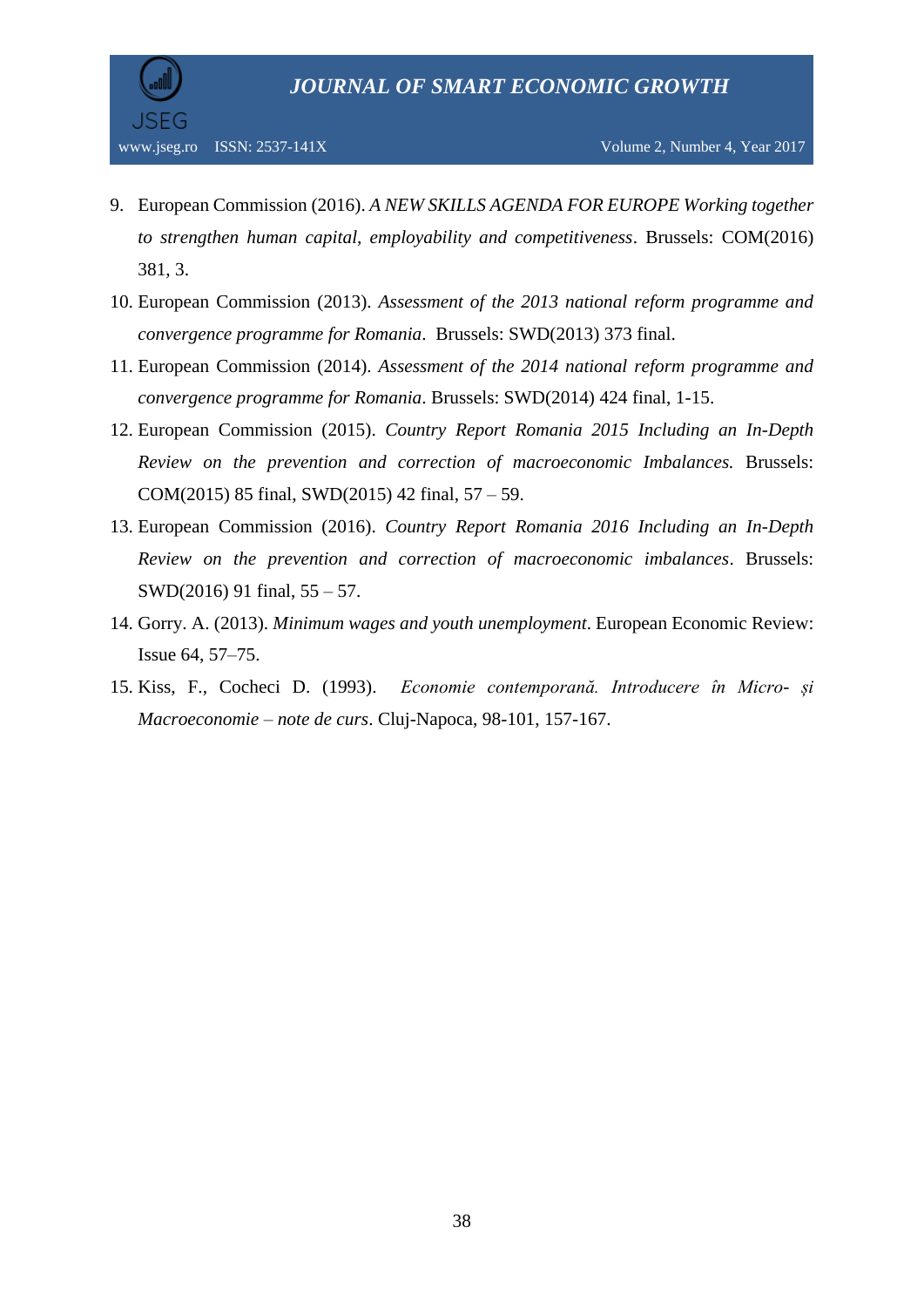9. European Commission (2016). *A NEW SKILLS AGENDA FOR EUROPE Working together to strengthen human capital, employability and competitiveness*. Brussels: COM(2016) 381, 3.
10. European Commission (2013). *Assessment of the 2013 national reform programme and convergence programme for Romania*. Brussels: SWD(2013) 373 final.
11. European Commission (2014). *Assessment of the 2014 national reform programme and convergence programme for Romania*. Brussels: SWD(2014) 424 final, 1-15.
12. European Commission (2015). *Country Report Romania 2015 Including an In-Depth Review on the prevention and correction of macroeconomic Imbalances.* Brussels: COM(2015) 85 final, SWD(2015) 42 final, 57 – 59.
13. European Commission (2016). *Country Report Romania 2016 Including an In-Depth Review on the prevention and correction of macroeconomic imbalances*. Brussels: SWD(2016) 91 final, 55 – 57.
14. Gorry. A. (2013). *Minimum wages and youth unemployment*. European Economic Review: Issue 64, 57–75.
15. Kiss, F., Cocheci D. (1993). *Economie contemporană. Introducere în Micro- și Macroeconomie – note de curs*. Cluj-Napoca, 98-101, 157-167.